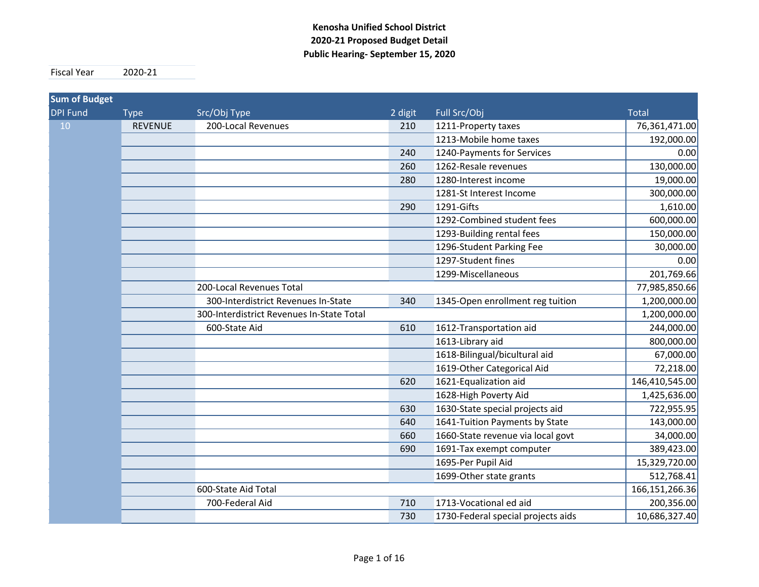**Kenosha Unified School District**
**2020-21 Proposed Budget Detail**
**Public Hearing- September 15, 2020**

| Fiscal Year | 2020-21 |
|---|---|

| Sum of Budget | | | | | |
|---|---|---|---|---|---|
| DPI Fund | Type | Src/Obj Type | 2 digit | Full Src/Obj | Total |
| 10 | REVENUE | 200-Local Revenues | 210 | 1211-Property taxes | 76,361,471.00 |
| | | | | 1213-Mobile home taxes | 192,000.00 |
| | | | 240 | 1240-Payments for Services | 0.00 |
| | | | 260 | 1262-Resale revenues | 130,000.00 |
| | | | 280 | 1280-Interest income | 19,000.00 |
| | | | | 1281-St Interest Income | 300,000.00 |
| | | | 290 | 1291-Gifts | 1,610.00 |
| | | | | 1292-Combined student fees | 600,000.00 |
| | | | | 1293-Building rental fees | 150,000.00 |
| | | | | 1296-Student Parking Fee | 30,000.00 |
| | | | | 1297-Student fines | 0.00 |
| | | | | 1299-Miscellaneous | 201,769.66 |
| | | 200-Local Revenues Total | | | 77,985,850.66 |
| | | 300-Interdistrict Revenues In-State | 340 | 1345-Open enrollment reg tuition | 1,200,000.00 |
| | | 300-Interdistrict Revenues In-State Total | | | 1,200,000.00 |
| | | 600-State Aid | 610 | 1612-Transportation aid | 244,000.00 |
| | | | | 1613-Library aid | 800,000.00 |
| | | | | 1618-Bilingual/bicultural aid | 67,000.00 |
| | | | | 1619-Other Categorical Aid | 72,218.00 |
| | | | 620 | 1621-Equalization aid | 146,410,545.00 |
| | | | | 1628-High Poverty Aid | 1,425,636.00 |
| | | | 630 | 1630-State special projects aid | 722,955.95 |
| | | | 640 | 1641-Tuition Payments by State | 143,000.00 |
| | | | 660 | 1660-State revenue via local govt | 34,000.00 |
| | | | 690 | 1691-Tax exempt computer | 389,423.00 |
| | | | | 1695-Per Pupil Aid | 15,329,720.00 |
| | | | | 1699-Other state grants | 512,768.41 |
| | | 600-State Aid Total | | | 166,151,266.36 |
| | | 700-Federal Aid | 710 | 1713-Vocational ed aid | 200,356.00 |
| | | | 730 | 1730-Federal special projects aids | 10,686,327.40 |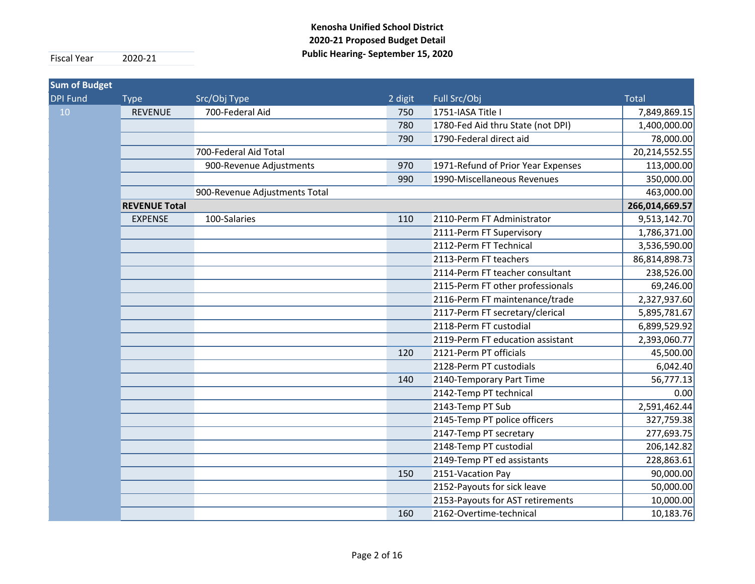**Kenosha Unified School District**
**2020-21 Proposed Budget Detail**
**Public Hearing- September 15, 2020**

Fiscal Year 2020-21

| Sum of Budget | | | | | |
|---|---|---|---|---|---|
| DPI Fund | Type | Src/Obj Type | 2 digit | Full Src/Obj | Total |
| 10 | REVENUE | 700-Federal Aid | 750 | 1751-IASA Title I | 7,849,869.15 |
| | | | 780 | 1780-Fed Aid thru State (not DPI) | 1,400,000.00 |
| | | | 790 | 1790-Federal direct aid | 78,000.00 |
| | | 700-Federal Aid Total | | | 20,214,552.55 |
| | | 900-Revenue Adjustments | 970 | 1971-Refund of Prior Year Expenses | 113,000.00 |
| | | | 990 | 1990-Miscellaneous Revenues | 350,000.00 |
| | | 900-Revenue Adjustments Total | | | 463,000.00 |
| | **REVENUE Total** | | | | **266,014,669.57** |
| | EXPENSE | 100-Salaries | 110 | 2110-Perm FT Administrator | 9,513,142.70 |
| | | | | 2111-Perm FT Supervisory | 1,786,371.00 |
| | | | | 2112-Perm FT Technical | 3,536,590.00 |
| | | | | 2113-Perm FT teachers | 86,814,898.73 |
| | | | | 2114-Perm FT teacher consultant | 238,526.00 |
| | | | | 2115-Perm FT other professionals | 69,246.00 |
| | | | | 2116-Perm FT maintenance/trade | 2,327,937.60 |
| | | | | 2117-Perm FT secretary/clerical | 5,895,781.67 |
| | | | | 2118-Perm FT custodial | 6,899,529.92 |
| | | | | 2119-Perm FT education assistant | 2,393,060.77 |
| | | | 120 | 2121-Perm PT officials | 45,500.00 |
| | | | | 2128-Perm PT custodials | 6,042.40 |
| | | | 140 | 2140-Temporary Part Time | 56,777.13 |
| | | | | 2142-Temp PT technical | 0.00 |
| | | | | 2143-Temp PT Sub | 2,591,462.44 |
| | | | | 2145-Temp PT police officers | 327,759.38 |
| | | | | 2147-Temp PT secretary | 277,693.75 |
| | | | | 2148-Temp PT custodial | 206,142.82 |
| | | | | 2149-Temp PT ed assistants | 228,863.61 |
| | | | 150 | 2151-Vacation Pay | 90,000.00 |
| | | | | 2152-Payouts for sick leave | 50,000.00 |
| | | | | 2153-Payouts for AST retirements | 10,000.00 |
| | | | 160 | 2162-Overtime-technical | 10,183.76 |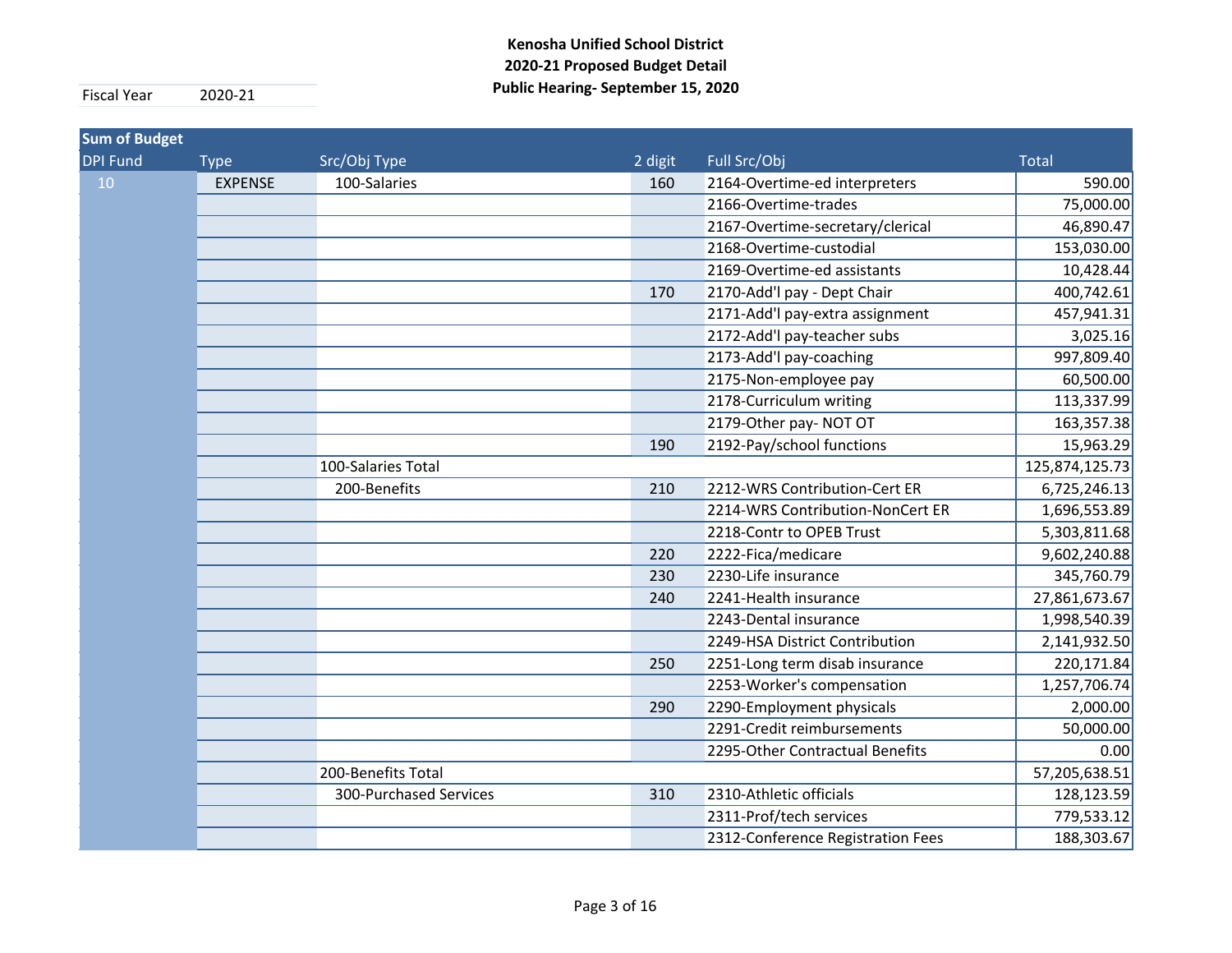**Kenosha Unified School District**
**2020-21 Proposed Budget Detail**
**Public Hearing- September 15, 2020**

| Fiscal Year | 2020-21 |
|---|---|

| Sum of Budget | | | | | |
|---|---|---|---|---|---|
| DPI Fund | Type | Src/Obj Type | 2 digit | Full Src/Obj | Total |
| 10 | EXPENSE | 100-Salaries | 160 | 2164-Overtime-ed interpreters | 590.00 |
| | | | | 2166-Overtime-trades | 75,000.00 |
| | | | | 2167-Overtime-secretary/clerical | 46,890.47 |
| | | | | 2168-Overtime-custodial | 153,030.00 |
| | | | | 2169-Overtime-ed assistants | 10,428.44 |
| | | | 170 | 2170-Add'l pay - Dept Chair | 400,742.61 |
| | | | | 2171-Add'l pay-extra assignment | 457,941.31 |
| | | | | 2172-Add'l pay-teacher subs | 3,025.16 |
| | | | | 2173-Add'l pay-coaching | 997,809.40 |
| | | | | 2175-Non-employee pay | 60,500.00 |
| | | | | 2178-Curriculum writing | 113,337.99 |
| | | | | 2179-Other pay- NOT OT | 163,357.38 |
| | | | 190 | 2192-Pay/school functions | 15,963.29 |
| | | 100-Salaries Total | | | 125,874,125.73 |
| | | 200-Benefits | 210 | 2212-WRS Contribution-Cert ER | 6,725,246.13 |
| | | | | 2214-WRS Contribution-NonCert ER | 1,696,553.89 |
| | | | | 2218-Contr to OPEB Trust | 5,303,811.68 |
| | | | 220 | 2222-Fica/medicare | 9,602,240.88 |
| | | | 230 | 2230-Life insurance | 345,760.79 |
| | | | 240 | 2241-Health insurance | 27,861,673.67 |
| | | | | 2243-Dental insurance | 1,998,540.39 |
| | | | | 2249-HSA District Contribution | 2,141,932.50 |
| | | | 250 | 2251-Long term disab insurance | 220,171.84 |
| | | | | 2253-Worker's compensation | 1,257,706.74 |
| | | | 290 | 2290-Employment physicals | 2,000.00 |
| | | | | 2291-Credit reimbursements | 50,000.00 |
| | | | | 2295-Other Contractual Benefits | 0.00 |
| | | 200-Benefits Total | | | 57,205,638.51 |
| | | 300-Purchased Services | 310 | 2310-Athletic officials | 128,123.59 |
| | | | | 2311-Prof/tech services | 779,533.12 |
| | | | | 2312-Conference Registration Fees | 188,303.67 |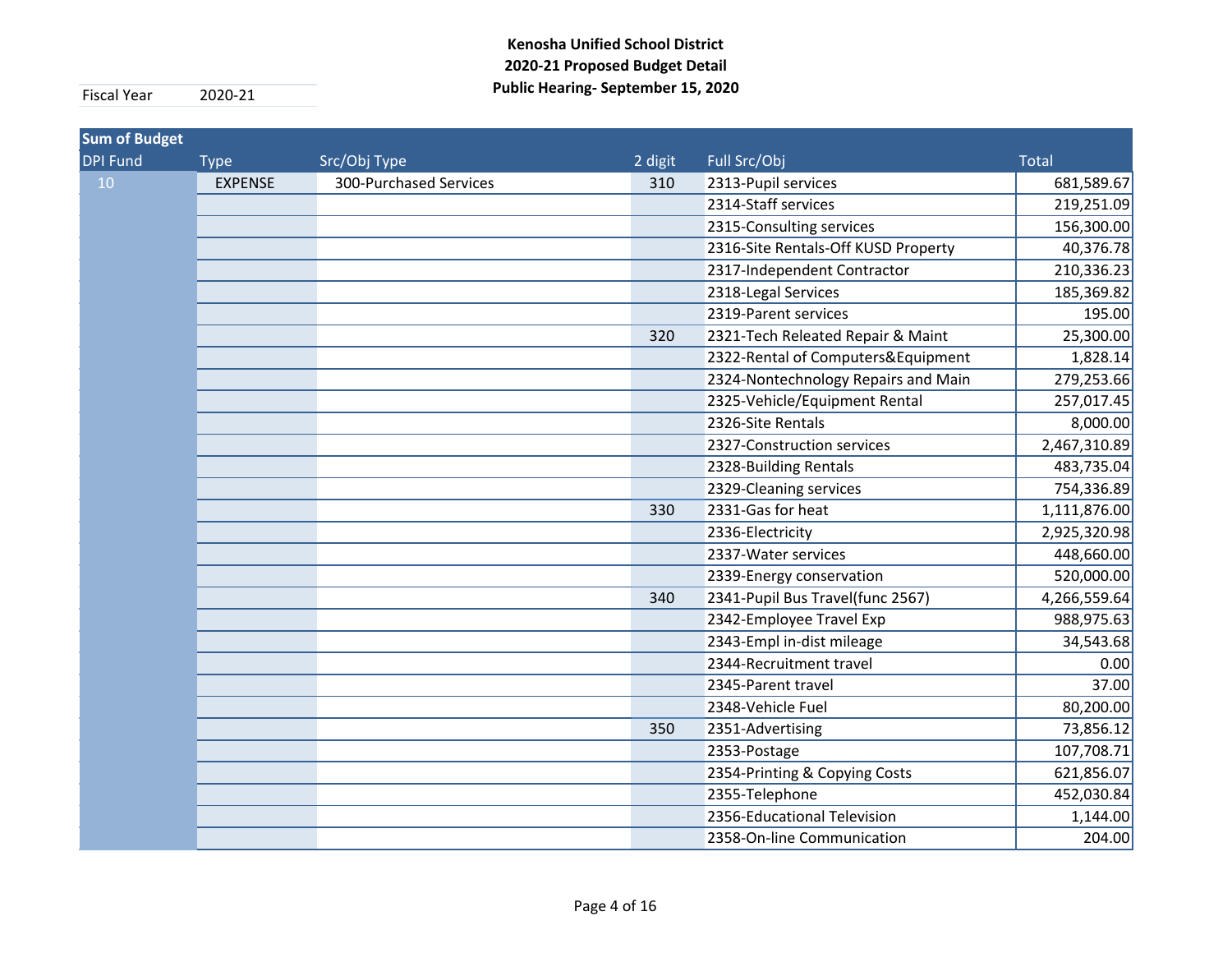**Kenosha Unified School District**
**2020-21 Proposed Budget Detail**
**Public Hearing- September 15, 2020**

Fiscal Year 2020-21

| Sum of Budget | | | | | |
|---|---|---|---|---|---|
| DPI Fund | Type | Src/Obj Type | 2 digit | Full Src/Obj | Total |
| 10 | EXPENSE | 300-Purchased Services | 310 | 2313-Pupil services | 681,589.67 |
| | | | | 2314-Staff services | 219,251.09 |
| | | | | 2315-Consulting services | 156,300.00 |
| | | | | 2316-Site Rentals-Off KUSD Property | 40,376.78 |
| | | | | 2317-Independent Contractor | 210,336.23 |
| | | | | 2318-Legal Services | 185,369.82 |
| | | | | 2319-Parent services | 195.00 |
| | | | 320 | 2321-Tech Releated Repair & Maint | 25,300.00 |
| | | | | 2322-Rental of Computers&Equipment | 1,828.14 |
| | | | | 2324-Nontechnology Repairs and Main | 279,253.66 |
| | | | | 2325-Vehicle/Equipment Rental | 257,017.45 |
| | | | | 2326-Site Rentals | 8,000.00 |
| | | | | 2327-Construction services | 2,467,310.89 |
| | | | | 2328-Building Rentals | 483,735.04 |
| | | | | 2329-Cleaning services | 754,336.89 |
| | | | 330 | 2331-Gas for heat | 1,111,876.00 |
| | | | | 2336-Electricity | 2,925,320.98 |
| | | | | 2337-Water services | 448,660.00 |
| | | | | 2339-Energy conservation | 520,000.00 |
| | | | 340 | 2341-Pupil Bus Travel(func 2567) | 4,266,559.64 |
| | | | | 2342-Employee Travel Exp | 988,975.63 |
| | | | | 2343-Empl in-dist mileage | 34,543.68 |
| | | | | 2344-Recruitment travel | 0.00 |
| | | | | 2345-Parent travel | 37.00 |
| | | | | 2348-Vehicle Fuel | 80,200.00 |
| | | | 350 | 2351-Advertising | 73,856.12 |
| | | | | 2353-Postage | 107,708.71 |
| | | | | 2354-Printing & Copying Costs | 621,856.07 |
| | | | | 2355-Telephone | 452,030.84 |
| | | | | 2356-Educational Television | 1,144.00 |
| | | | | 2358-On-line Communication | 204.00 |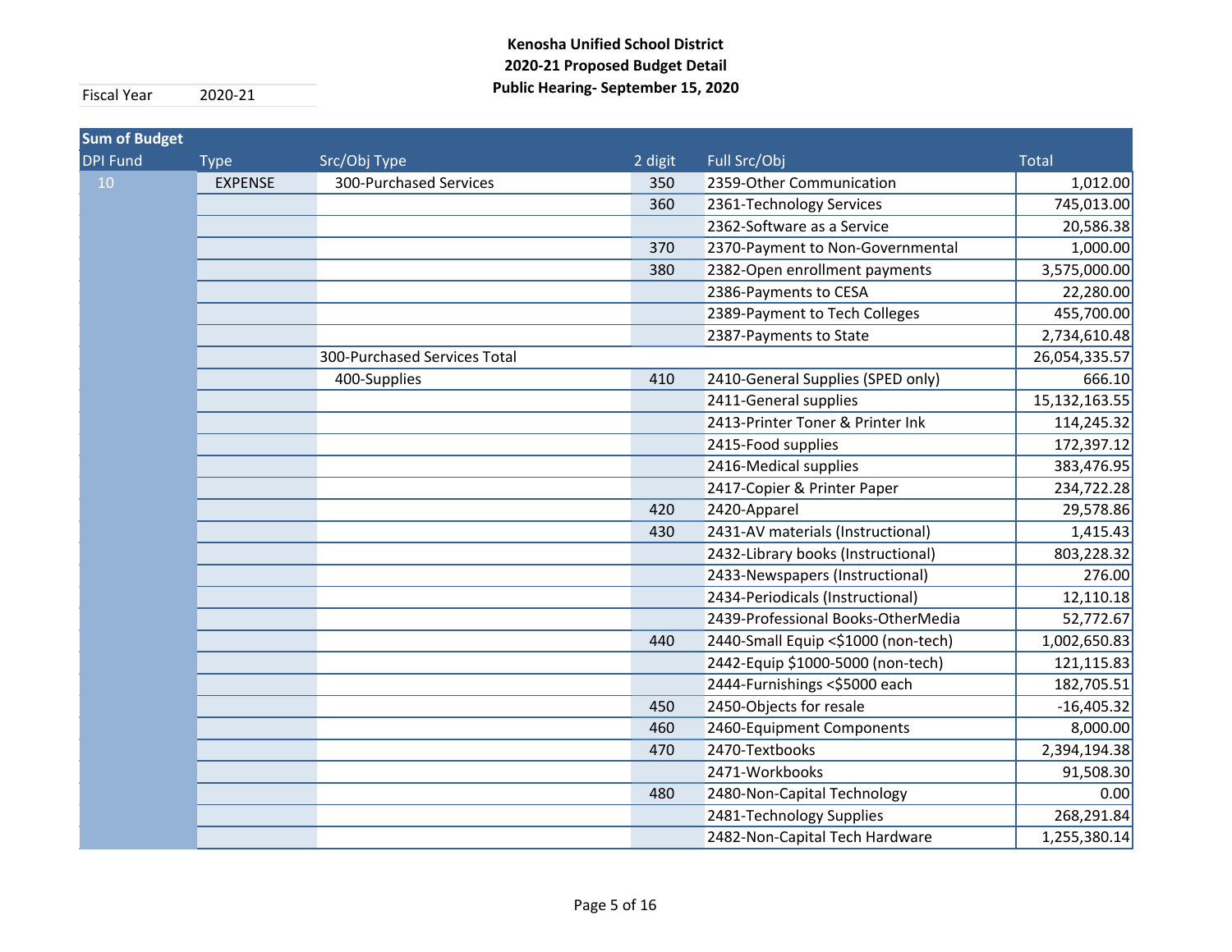**Kenosha Unified School District**
**2020-21 Proposed Budget Detail**
**Public Hearing- September 15, 2020**

Fiscal Year 2020-21

| Sum of Budget | | | | | |
|---|---|---|---|---|---|
| DPI Fund | Type | Src/Obj Type | 2 digit | Full Src/Obj | Total |
| 10 | EXPENSE | 300-Purchased Services | 350 | 2359-Other Communication | 1,012.00 |
| | | | 360 | 2361-Technology Services | 745,013.00 |
| | | | | 2362-Software as a Service | 20,586.38 |
| | | | 370 | 2370-Payment to Non-Governmental | 1,000.00 |
| | | | 380 | 2382-Open enrollment payments | 3,575,000.00 |
| | | | | 2386-Payments to CESA | 22,280.00 |
| | | | | 2389-Payment to Tech Colleges | 455,700.00 |
| | | | | 2387-Payments to State | 2,734,610.48 |
| | | 300-Purchased Services Total | | | 26,054,335.57 |
| | | 400-Supplies | 410 | 2410-General Supplies (SPED only) | 666.10 |
| | | | | 2411-General supplies | 15,132,163.55 |
| | | | | 2413-Printer Toner & Printer Ink | 114,245.32 |
| | | | | 2415-Food supplies | 172,397.12 |
| | | | | 2416-Medical supplies | 383,476.95 |
| | | | | 2417-Copier & Printer Paper | 234,722.28 |
| | | | 420 | 2420-Apparel | 29,578.86 |
| | | | 430 | 2431-AV materials (Instructional) | 1,415.43 |
| | | | | 2432-Library books (Instructional) | 803,228.32 |
| | | | | 2433-Newspapers (Instructional) | 276.00 |
| | | | | 2434-Periodicals (Instructional) | 12,110.18 |
| | | | | 2439-Professional Books-OtherMedia | 52,772.67 |
| | | | 440 | 2440-Small Equip <$1000 (non-tech) | 1,002,650.83 |
| | | | | 2442-Equip $1000-5000 (non-tech) | 121,115.83 |
| | | | | 2444-Furnishings <$5000 each | 182,705.51 |
| | | | 450 | 2450-Objects for resale | -16,405.32 |
| | | | 460 | 2460-Equipment Components | 8,000.00 |
| | | | 470 | 2470-Textbooks | 2,394,194.38 |
| | | | | 2471-Workbooks | 91,508.30 |
| | | | 480 | 2480-Non-Capital Technology | 0.00 |
| | | | | 2481-Technology Supplies | 268,291.84 |
| | | | | 2482-Non-Capital Tech Hardware | 1,255,380.14 |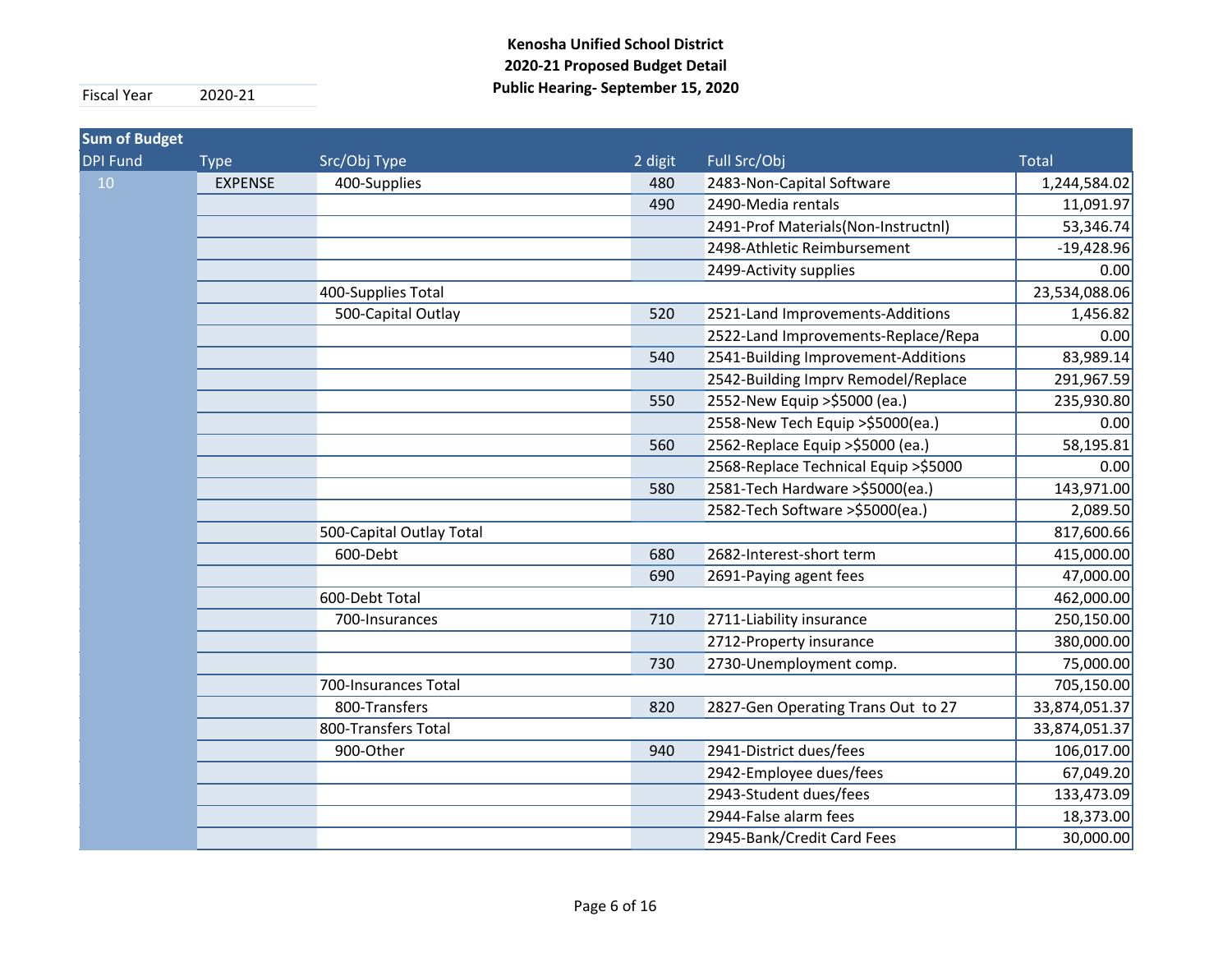**Kenosha Unified School District**
**2020-21 Proposed Budget Detail**
**Public Hearing- September 15, 2020**

Fiscal Year 2020-21

| Sum of Budget | | | | | |
|---|---|---|---|---|---|
| DPI Fund | Type | Src/Obj Type | 2 digit | Full Src/Obj | Total |
| 10 | EXPENSE | 400-Supplies | 480 | 2483-Non-Capital Software | 1,244,584.02 |
| | | | 490 | 2490-Media rentals | 11,091.97 |
| | | | | 2491-Prof Materials(Non-Instructnl) | 53,346.74 |
| | | | | 2498-Athletic Reimbursement | -19,428.96 |
| | | | | 2499-Activity supplies | 0.00 |
| | | 400-Supplies Total | | | 23,534,088.06 |
| | | 500-Capital Outlay | 520 | 2521-Land Improvements-Additions | 1,456.82 |
| | | | | 2522-Land Improvements-Replace/Repa | 0.00 |
| | | | 540 | 2541-Building Improvement-Additions | 83,989.14 |
| | | | | 2542-Building Imprv Remodel/Replace | 291,967.59 |
| | | | 550 | 2552-New Equip >$5000 (ea.) | 235,930.80 |
| | | | | 2558-New Tech Equip >$5000(ea.) | 0.00 |
| | | | 560 | 2562-Replace Equip >$5000 (ea.) | 58,195.81 |
| | | | | 2568-Replace Technical Equip >$5000 | 0.00 |
| | | | 580 | 2581-Tech Hardware >$5000(ea.) | 143,971.00 |
| | | | | 2582-Tech Software >$5000(ea.) | 2,089.50 |
| | | 500-Capital Outlay Total | | | 817,600.66 |
| | | 600-Debt | 680 | 2682-Interest-short term | 415,000.00 |
| | | | 690 | 2691-Paying agent fees | 47,000.00 |
| | | 600-Debt Total | | | 462,000.00 |
| | | 700-Insurances | 710 | 2711-Liability insurance | 250,150.00 |
| | | | | 2712-Property insurance | 380,000.00 |
| | | | 730 | 2730-Unemployment comp. | 75,000.00 |
| | | 700-Insurances Total | | | 705,150.00 |
| | | 800-Transfers | 820 | 2827-Gen Operating Trans Out to 27 | 33,874,051.37 |
| | | 800-Transfers Total | | | 33,874,051.37 |
| | | 900-Other | 940 | 2941-District dues/fees | 106,017.00 |
| | | | | 2942-Employee dues/fees | 67,049.20 |
| | | | | 2943-Student dues/fees | 133,473.09 |
| | | | | 2944-False alarm fees | 18,373.00 |
| | | | | 2945-Bank/Credit Card Fees | 30,000.00 |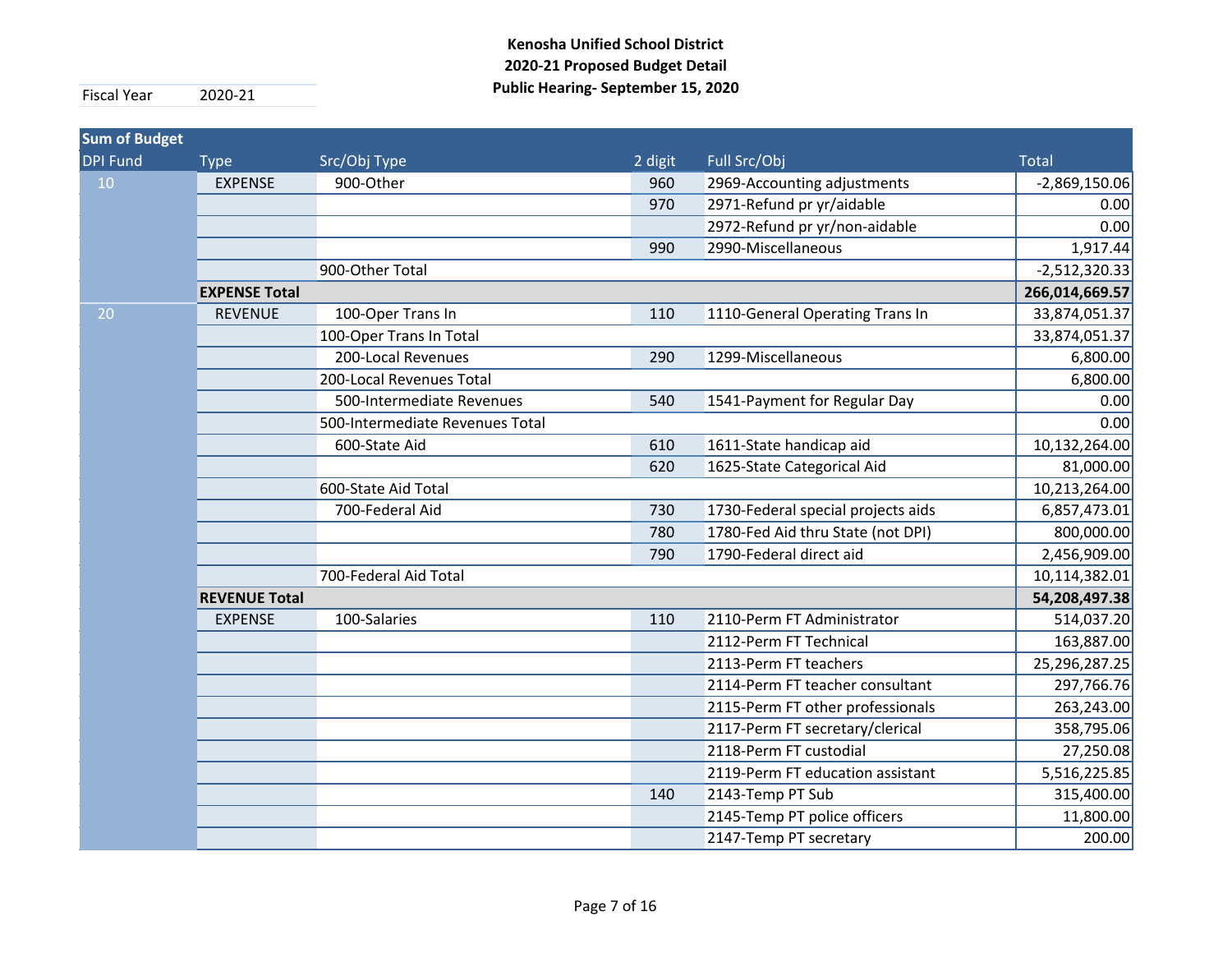**Kenosha Unified School District**
**2020-21 Proposed Budget Detail**
**Public Hearing- September 15, 2020**

| Fiscal Year | 2020-21 |
|---|---|

| Sum of Budget | | | | | |
|---|---|---|---|---|---|
| DPI Fund | Type | Src/Obj Type | 2 digit | Full Src/Obj | Total |
| 10 | EXPENSE | 900-Other | 960 | 2969-Accounting adjustments | -2,869,150.06 |
| | | | 970 | 2971-Refund pr yr/aidable | 0.00 |
| | | | | 2972-Refund pr yr/non-aidable | 0.00 |
| | | | 990 | 2990-Miscellaneous | 1,917.44 |
| | | 900-Other Total | | | -2,512,320.33 |
| | **EXPENSE Total** | | | | **266,014,669.57** |
| 20 | REVENUE | 100-Oper Trans In | 110 | 1110-General Operating Trans In | 33,874,051.37 |
| | | 100-Oper Trans In Total | | | 33,874,051.37 |
| | | 200-Local Revenues | 290 | 1299-Miscellaneous | 6,800.00 |
| | | 200-Local Revenues Total | | | 6,800.00 |
| | | 500-Intermediate Revenues | 540 | 1541-Payment for Regular Day | 0.00 |
| | | 500-Intermediate Revenues Total | | | 0.00 |
| | | 600-State Aid | 610 | 1611-State handicap aid | 10,132,264.00 |
| | | | 620 | 1625-State Categorical Aid | 81,000.00 |
| | | 600-State Aid Total | | | 10,213,264.00 |
| | | 700-Federal Aid | 730 | 1730-Federal special projects aids | 6,857,473.01 |
| | | | 780 | 1780-Fed Aid thru State (not DPI) | 800,000.00 |
| | | | 790 | 1790-Federal direct aid | 2,456,909.00 |
| | | 700-Federal Aid Total | | | 10,114,382.01 |
| | **REVENUE Total** | | | | **54,208,497.38** |
| | EXPENSE | 100-Salaries | 110 | 2110-Perm FT Administrator | 514,037.20 |
| | | | | 2112-Perm FT Technical | 163,887.00 |
| | | | | 2113-Perm FT teachers | 25,296,287.25 |
| | | | | 2114-Perm FT teacher consultant | 297,766.76 |
| | | | | 2115-Perm FT other professionals | 263,243.00 |
| | | | | 2117-Perm FT secretary/clerical | 358,795.06 |
| | | | | 2118-Perm FT custodial | 27,250.08 |
| | | | | 2119-Perm FT education assistant | 5,516,225.85 |
| | | | 140 | 2143-Temp PT Sub | 315,400.00 |
| | | | | 2145-Temp PT police officers | 11,800.00 |
| | | | | 2147-Temp PT secretary | 200.00 |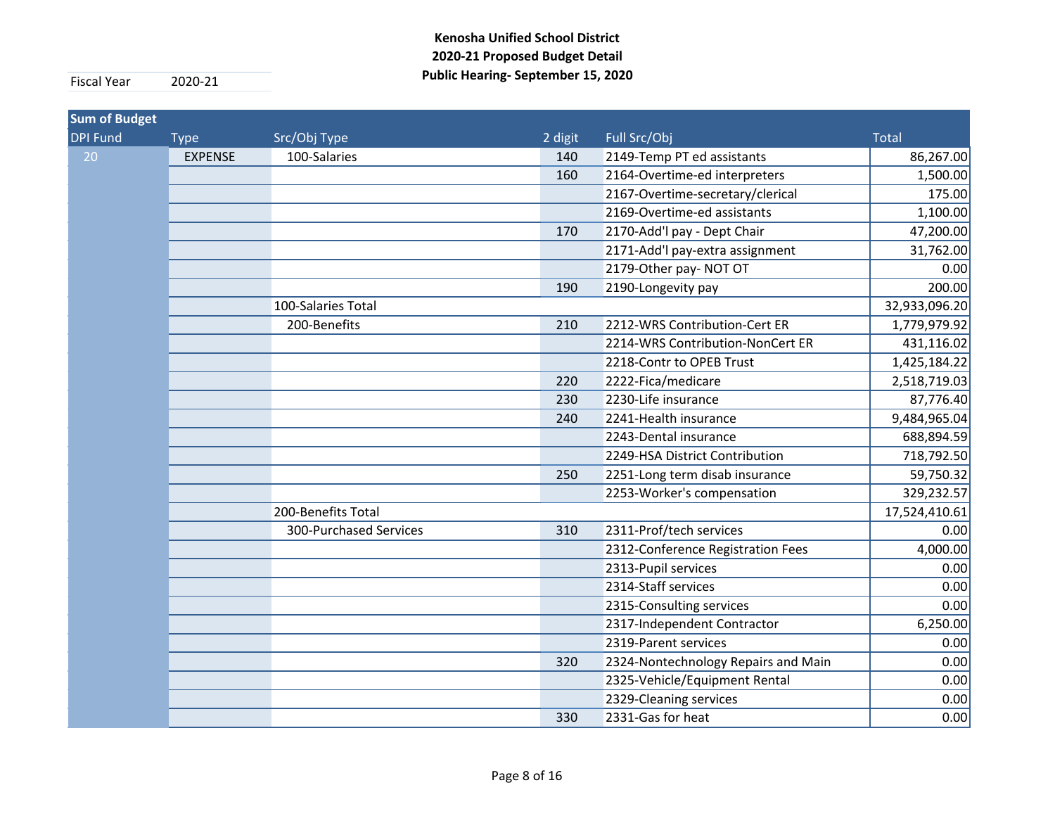**Kenosha Unified School District**
**2020-21 Proposed Budget Detail**
**Public Hearing- September 15, 2020**

Fiscal Year 2020-21

| Sum of Budget | | | | | |
|---|---|---|---|---|---|
| DPI Fund | Type | Src/Obj Type | 2 digit | Full Src/Obj | Total |
| 20 | EXPENSE | 100-Salaries | 140 | 2149-Temp PT ed assistants | 86,267.00 |
| | | | 160 | 2164-Overtime-ed interpreters | 1,500.00 |
| | | | | 2167-Overtime-secretary/clerical | 175.00 |
| | | | | 2169-Overtime-ed assistants | 1,100.00 |
| | | | 170 | 2170-Add'l pay - Dept Chair | 47,200.00 |
| | | | | 2171-Add'l pay-extra assignment | 31,762.00 |
| | | | | 2179-Other pay- NOT OT | 0.00 |
| | | | 190 | 2190-Longevity pay | 200.00 |
| | | 100-Salaries Total | | | 32,933,096.20 |
| | | 200-Benefits | 210 | 2212-WRS Contribution-Cert ER | 1,779,979.92 |
| | | | | 2214-WRS Contribution-NonCert ER | 431,116.02 |
| | | | | 2218-Contr to OPEB Trust | 1,425,184.22 |
| | | | 220 | 2222-Fica/medicare | 2,518,719.03 |
| | | | 230 | 2230-Life insurance | 87,776.40 |
| | | | 240 | 2241-Health insurance | 9,484,965.04 |
| | | | | 2243-Dental insurance | 688,894.59 |
| | | | | 2249-HSA District Contribution | 718,792.50 |
| | | | 250 | 2251-Long term disab insurance | 59,750.32 |
| | | | | 2253-Worker's compensation | 329,232.57 |
| | | 200-Benefits Total | | | 17,524,410.61 |
| | | 300-Purchased Services | 310 | 2311-Prof/tech services | 0.00 |
| | | | | 2312-Conference Registration Fees | 4,000.00 |
| | | | | 2313-Pupil services | 0.00 |
| | | | | 2314-Staff services | 0.00 |
| | | | | 2315-Consulting services | 0.00 |
| | | | | 2317-Independent Contractor | 6,250.00 |
| | | | | 2319-Parent services | 0.00 |
| | | | 320 | 2324-Nontechnology Repairs and Main | 0.00 |
| | | | | 2325-Vehicle/Equipment Rental | 0.00 |
| | | | | 2329-Cleaning services | 0.00 |
| | | | 330 | 2331-Gas for heat | 0.00 |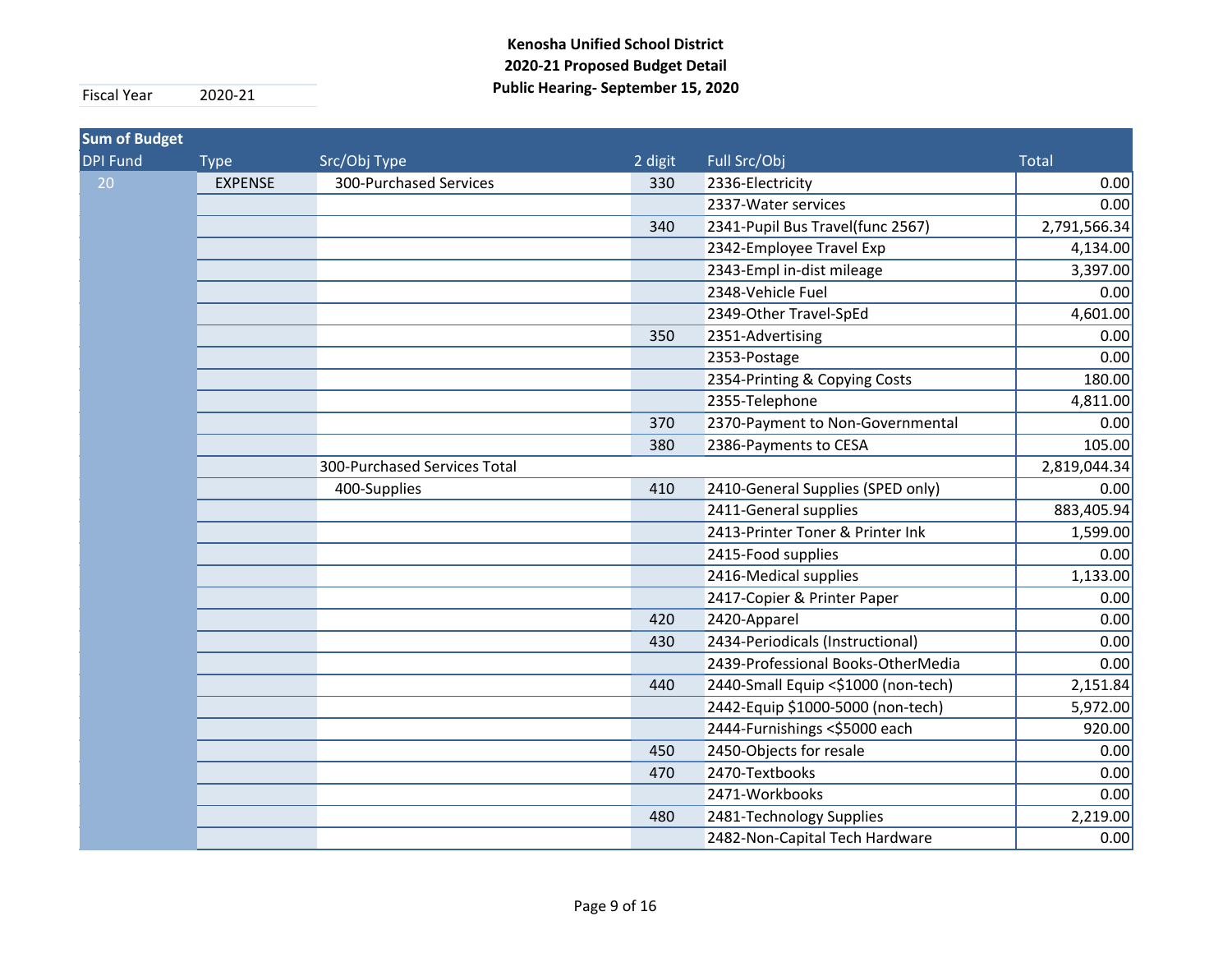**Kenosha Unified School District**
**2020-21 Proposed Budget Detail**
**Public Hearing- September 15, 2020**

Fiscal Year 2020-21

| Sum of Budget | | | | | |
|---|---|---|---|---|---|
| DPI Fund | Type | Src/Obj Type | 2 digit | Full Src/Obj | Total |
| 20 | EXPENSE | 300-Purchased Services | 330 | 2336-Electricity | 0.00 |
| | | | | 2337-Water services | 0.00 |
| | | | 340 | 2341-Pupil Bus Travel(func 2567) | 2,791,566.34 |
| | | | | 2342-Employee Travel Exp | 4,134.00 |
| | | | | 2343-Empl in-dist mileage | 3,397.00 |
| | | | | 2348-Vehicle Fuel | 0.00 |
| | | | | 2349-Other Travel-SpEd | 4,601.00 |
| | | | 350 | 2351-Advertising | 0.00 |
| | | | | 2353-Postage | 0.00 |
| | | | | 2354-Printing & Copying Costs | 180.00 |
| | | | | 2355-Telephone | 4,811.00 |
| | | | 370 | 2370-Payment to Non-Governmental | 0.00 |
| | | | 380 | 2386-Payments to CESA | 105.00 |
| | | 300-Purchased Services Total | | | 2,819,044.34 |
| | | 400-Supplies | 410 | 2410-General Supplies (SPED only) | 0.00 |
| | | | | 2411-General supplies | 883,405.94 |
| | | | | 2413-Printer Toner & Printer Ink | 1,599.00 |
| | | | | 2415-Food supplies | 0.00 |
| | | | | 2416-Medical supplies | 1,133.00 |
| | | | | 2417-Copier & Printer Paper | 0.00 |
| | | | 420 | 2420-Apparel | 0.00 |
| | | | 430 | 2434-Periodicals (Instructional) | 0.00 |
| | | | | 2439-Professional Books-OtherMedia | 0.00 |
| | | | 440 | 2440-Small Equip <$1000 (non-tech) | 2,151.84 |
| | | | | 2442-Equip $1000-5000 (non-tech) | 5,972.00 |
| | | | | 2444-Furnishings <$5000 each | 920.00 |
| | | | 450 | 2450-Objects for resale | 0.00 |
| | | | 470 | 2470-Textbooks | 0.00 |
| | | | | 2471-Workbooks | 0.00 |
| | | | 480 | 2481-Technology Supplies | 2,219.00 |
| | | | | 2482-Non-Capital Tech Hardware | 0.00 |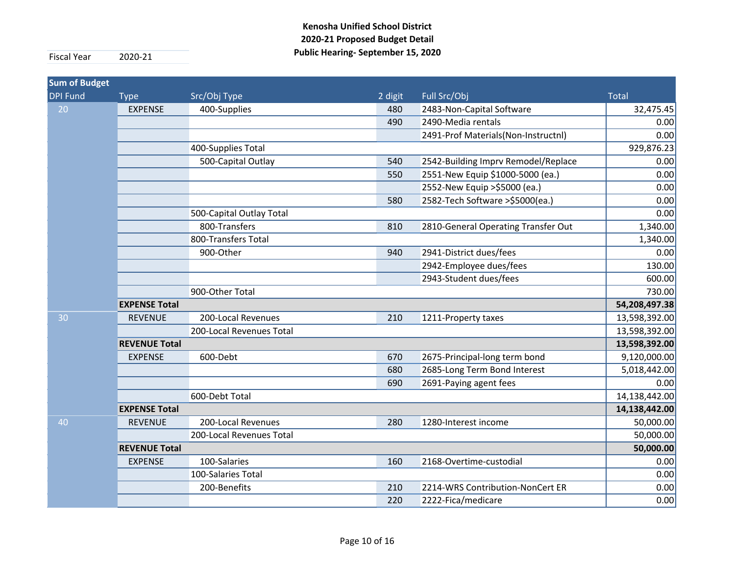**Kenosha Unified School District**
**2020-21 Proposed Budget Detail**
**Public Hearing- September 15, 2020**

| Fiscal Year | 2020-21 |
|---|---|

| Sum of Budget | | | | | |
|---|---|---|---|---|---|
| DPI Fund | Type | Src/Obj Type | 2 digit | Full Src/Obj | Total |
| 20 | EXPENSE | 400-Supplies | 480 | 2483-Non-Capital Software | 32,475.45 |
| | | | 490 | 2490-Media rentals | 0.00 |
| | | | | 2491-Prof Materials(Non-Instructnl) | 0.00 |
| | | 400-Supplies Total | | | 929,876.23 |
| | | 500-Capital Outlay | 540 | 2542-Building Imprv Remodel/Replace | 0.00 |
| | | | 550 | 2551-New Equip $1000-5000 (ea.) | 0.00 |
| | | | | 2552-New Equip >$5000 (ea.) | 0.00 |
| | | | 580 | 2582-Tech Software >$5000(ea.) | 0.00 |
| | | 500-Capital Outlay Total | | | 0.00 |
| | | 800-Transfers | 810 | 2810-General Operating Transfer Out | 1,340.00 |
| | | 800-Transfers Total | | | 1,340.00 |
| | | 900-Other | 940 | 2941-District dues/fees | 0.00 |
| | | | | 2942-Employee dues/fees | 130.00 |
| | | | | 2943-Student dues/fees | 600.00 |
| | | 900-Other Total | | | 730.00 |
| | **EXPENSE Total** | | | | **54,208,497.38** |
| 30 | REVENUE | 200-Local Revenues | 210 | 1211-Property taxes | 13,598,392.00 |
| | | 200-Local Revenues Total | | | 13,598,392.00 |
| | **REVENUE Total** | | | | **13,598,392.00** |
| | EXPENSE | 600-Debt | 670 | 2675-Principal-long term bond | 9,120,000.00 |
| | | | 680 | 2685-Long Term Bond Interest | 5,018,442.00 |
| | | | 690 | 2691-Paying agent fees | 0.00 |
| | | 600-Debt Total | | | 14,138,442.00 |
| | **EXPENSE Total** | | | | **14,138,442.00** |
| 40 | REVENUE | 200-Local Revenues | 280 | 1280-Interest income | 50,000.00 |
| | | 200-Local Revenues Total | | | 50,000.00 |
| | **REVENUE Total** | | | | **50,000.00** |
| | EXPENSE | 100-Salaries | 160 | 2168-Overtime-custodial | 0.00 |
| | | 100-Salaries Total | | | 0.00 |
| | | 200-Benefits | 210 | 2214-WRS Contribution-NonCert ER | 0.00 |
| | | | 220 | 2222-Fica/medicare | 0.00 |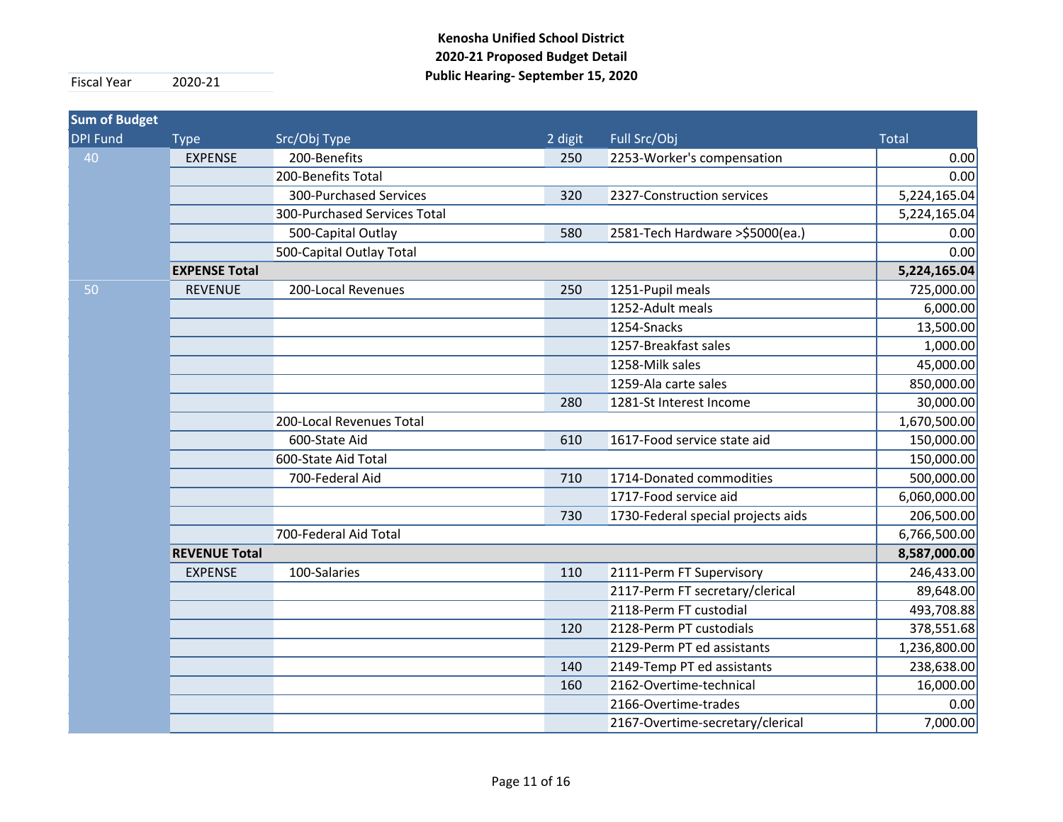**Kenosha Unified School District**
**2020-21 Proposed Budget Detail**
**Public Hearing- September 15, 2020**

| Fiscal Year | 2020-21 |
|---|---|

| Sum of Budget | | | | | |
|---|---|---|---|---|---|
| DPI Fund | Type | Src/Obj Type | 2 digit | Full Src/Obj | Total |
| 40 | EXPENSE | 200-Benefits | 250 | 2253-Worker's compensation | 0.00 |
| | | 200-Benefits Total | | | 0.00 |
| | | 300-Purchased Services | 320 | 2327-Construction services | 5,224,165.04 |
| | | 300-Purchased Services Total | | | 5,224,165.04 |
| | | 500-Capital Outlay | 580 | 2581-Tech Hardware >$5000(ea.) | 0.00 |
| | | 500-Capital Outlay Total | | | 0.00 |
| | **EXPENSE Total** | | | | **5,224,165.04** |
| 50 | REVENUE | 200-Local Revenues | 250 | 1251-Pupil meals | 725,000.00 |
| | | | | 1252-Adult meals | 6,000.00 |
| | | | | 1254-Snacks | 13,500.00 |
| | | | | 1257-Breakfast sales | 1,000.00 |
| | | | | 1258-Milk sales | 45,000.00 |
| | | | | 1259-Ala carte sales | 850,000.00 |
| | | | 280 | 1281-St Interest Income | 30,000.00 |
| | | 200-Local Revenues Total | | | 1,670,500.00 |
| | | 600-State Aid | 610 | 1617-Food service state aid | 150,000.00 |
| | | 600-State Aid Total | | | 150,000.00 |
| | | 700-Federal Aid | 710 | 1714-Donated commodities | 500,000.00 |
| | | | | 1717-Food service aid | 6,060,000.00 |
| | | | 730 | 1730-Federal special projects aids | 206,500.00 |
| | | 700-Federal Aid Total | | | 6,766,500.00 |
| | **REVENUE Total** | | | | **8,587,000.00** |
| | EXPENSE | 100-Salaries | 110 | 2111-Perm FT Supervisory | 246,433.00 |
| | | | | 2117-Perm FT secretary/clerical | 89,648.00 |
| | | | | 2118-Perm FT custodial | 493,708.88 |
| | | | 120 | 2128-Perm PT custodials | 378,551.68 |
| | | | | 2129-Perm PT ed assistants | 1,236,800.00 |
| | | | 140 | 2149-Temp PT ed assistants | 238,638.00 |
| | | | 160 | 2162-Overtime-technical | 16,000.00 |
| | | | | 2166-Overtime-trades | 0.00 |
| | | | | 2167-Overtime-secretary/clerical | 7,000.00 |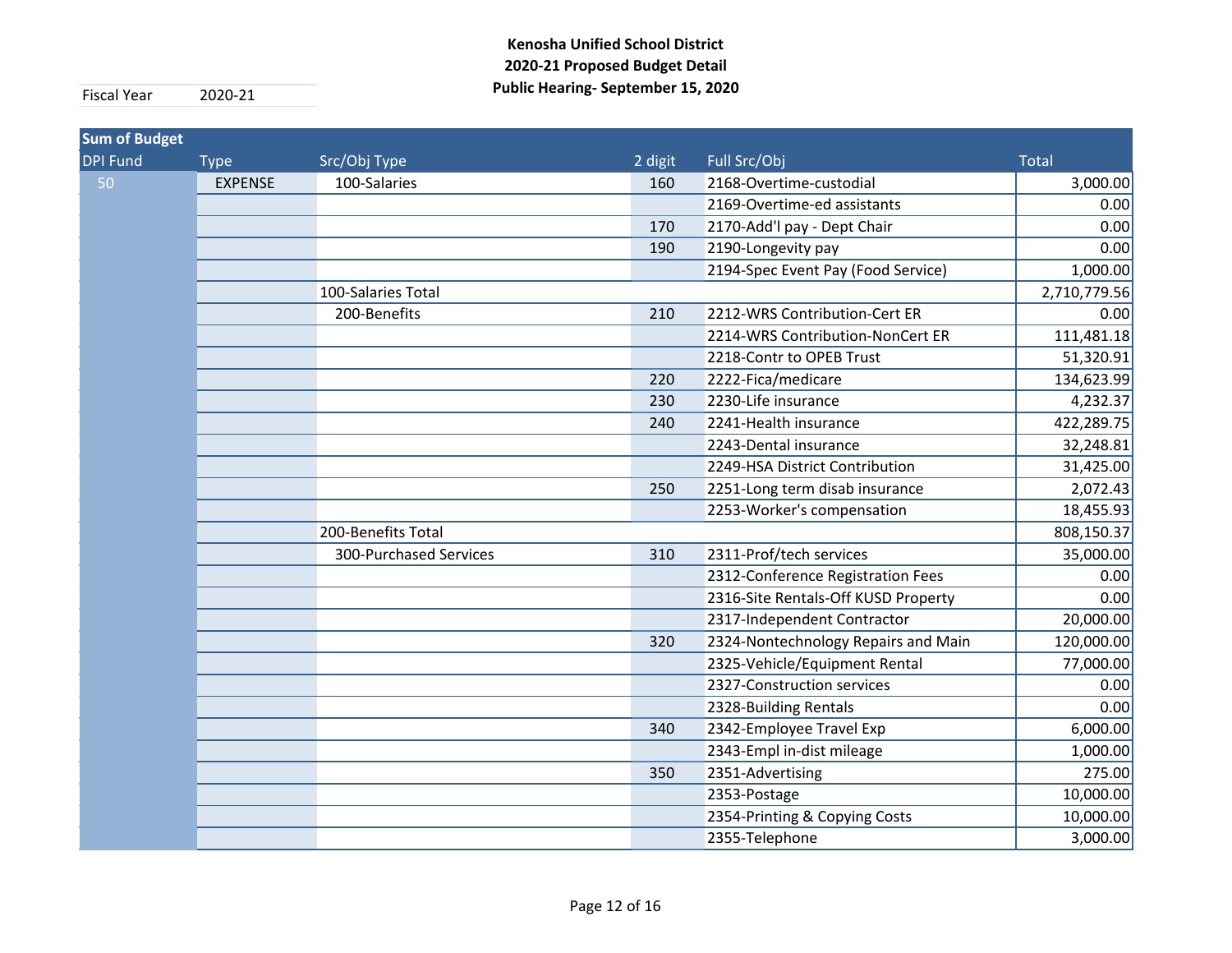**Kenosha Unified School District**
**2020-21 Proposed Budget Detail**
**Public Hearing- September 15, 2020**

Fiscal Year 2020-21

| DPI Fund | Type | Src/Obj Type | 2 digit | Full Src/Obj | Total |
|---|---|---|---|---|---|
| 50 | EXPENSE | 100-Salaries | 160 | 2168-Overtime-custodial | 3,000.00 |
| | | | | 2169-Overtime-ed assistants | 0.00 |
| | | | 170 | 2170-Add'l pay - Dept Chair | 0.00 |
| | | | 190 | 2190-Longevity pay | 0.00 |
| | | | | 2194-Spec Event Pay (Food Service) | 1,000.00 |
| | | 100-Salaries Total | | | 2,710,779.56 |
| | | 200-Benefits | 210 | 2212-WRS Contribution-Cert ER | 0.00 |
| | | | | 2214-WRS Contribution-NonCert ER | 111,481.18 |
| | | | | 2218-Contr to OPEB Trust | 51,320.91 |
| | | | 220 | 2222-Fica/medicare | 134,623.99 |
| | | | 230 | 2230-Life insurance | 4,232.37 |
| | | | 240 | 2241-Health insurance | 422,289.75 |
| | | | | 2243-Dental insurance | 32,248.81 |
| | | | | 2249-HSA District Contribution | 31,425.00 |
| | | | 250 | 2251-Long term disab insurance | 2,072.43 |
| | | | | 2253-Worker's compensation | 18,455.93 |
| | | 200-Benefits Total | | | 808,150.37 |
| | | 300-Purchased Services | 310 | 2311-Prof/tech services | 35,000.00 |
| | | | | 2312-Conference Registration Fees | 0.00 |
| | | | | 2316-Site Rentals-Off KUSD Property | 0.00 |
| | | | | 2317-Independent Contractor | 20,000.00 |
| | | | 320 | 2324-Nontechnology Repairs and Main | 120,000.00 |
| | | | | 2325-Vehicle/Equipment Rental | 77,000.00 |
| | | | | 2327-Construction services | 0.00 |
| | | | | 2328-Building Rentals | 0.00 |
| | | | 340 | 2342-Employee Travel Exp | 6,000.00 |
| | | | | 2343-Empl in-dist mileage | 1,000.00 |
| | | | 350 | 2351-Advertising | 275.00 |
| | | | | 2353-Postage | 10,000.00 |
| | | | | 2354-Printing & Copying Costs | 10,000.00 |
| | | | | 2355-Telephone | 3,000.00 |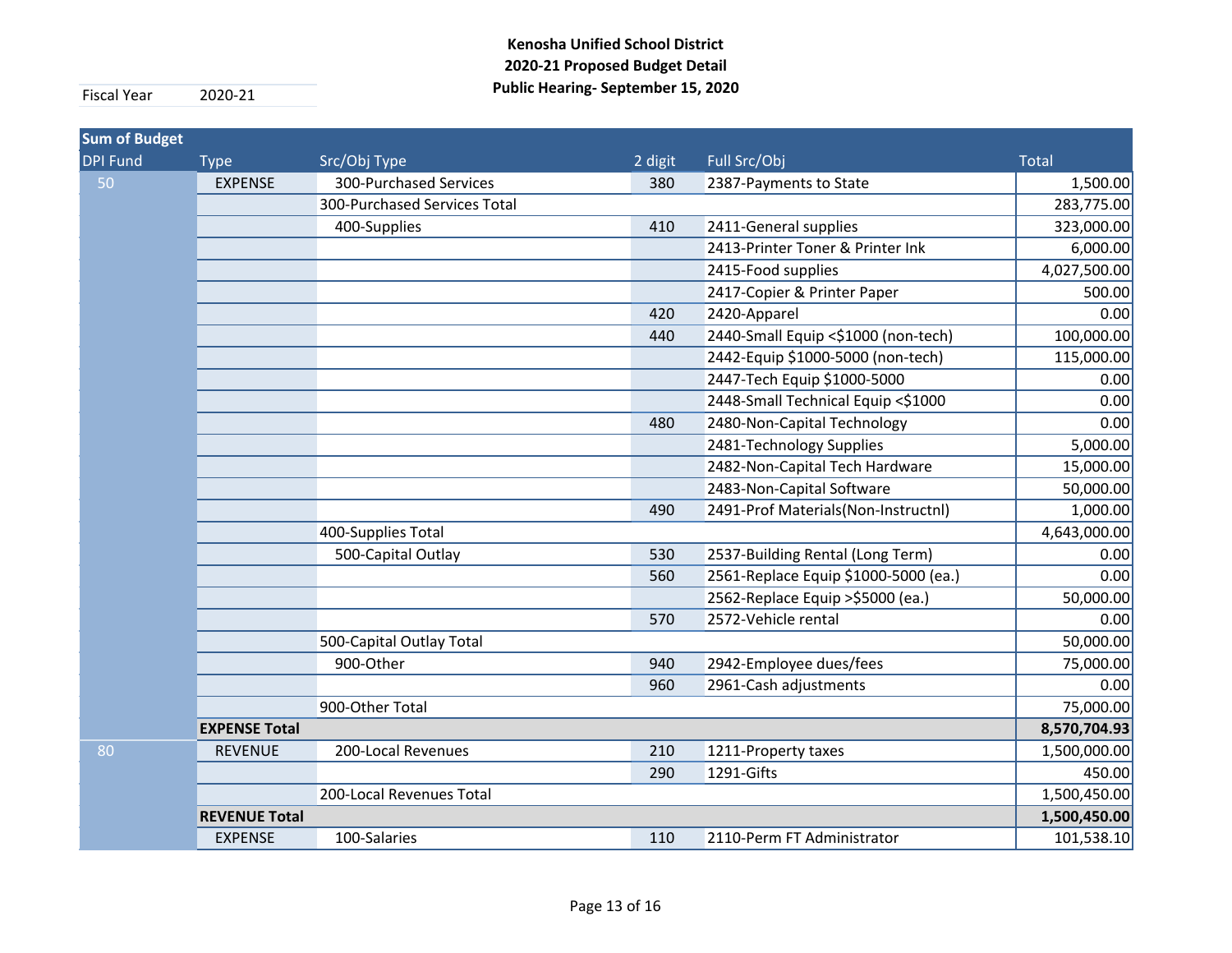**Kenosha Unified School District**
**2020-21 Proposed Budget Detail**
**Public Hearing- September 15, 2020**

Fiscal Year 2020-21

| Sum of Budget | | | | | |
|---|---|---|---|---|---|
| DPI Fund | Type | Src/Obj Type | 2 digit | Full Src/Obj | Total |
| 50 | EXPENSE | 300-Purchased Services | 380 | 2387-Payments to State | 1,500.00 |
| | | 300-Purchased Services Total | | | 283,775.00 |
| | | 400-Supplies | 410 | 2411-General supplies | 323,000.00 |
| | | | | 2413-Printer Toner & Printer Ink | 6,000.00 |
| | | | | 2415-Food supplies | 4,027,500.00 |
| | | | | 2417-Copier & Printer Paper | 500.00 |
| | | | 420 | 2420-Apparel | 0.00 |
| | | | 440 | 2440-Small Equip <$1000 (non-tech) | 100,000.00 |
| | | | | 2442-Equip $1000-5000 (non-tech) | 115,000.00 |
| | | | | 2447-Tech Equip $1000-5000 | 0.00 |
| | | | | 2448-Small Technical Equip <$1000 | 0.00 |
| | | | 480 | 2480-Non-Capital Technology | 0.00 |
| | | | | 2481-Technology Supplies | 5,000.00 |
| | | | | 2482-Non-Capital Tech Hardware | 15,000.00 |
| | | | | 2483-Non-Capital Software | 50,000.00 |
| | | | 490 | 2491-Prof Materials(Non-Instructnl) | 1,000.00 |
| | | 400-Supplies Total | | | 4,643,000.00 |
| | | 500-Capital Outlay | 530 | 2537-Building Rental (Long Term) | 0.00 |
| | | | 560 | 2561-Replace Equip $1000-5000 (ea.) | 0.00 |
| | | | | 2562-Replace Equip >$5000 (ea.) | 50,000.00 |
| | | | 570 | 2572-Vehicle rental | 0.00 |
| | | 500-Capital Outlay Total | | | 50,000.00 |
| | | 900-Other | 940 | 2942-Employee dues/fees | 75,000.00 |
| | | | 960 | 2961-Cash adjustments | 0.00 |
| | | 900-Other Total | | | 75,000.00 |
| | **EXPENSE Total** | | | | **8,570,704.93** |
| 80 | REVENUE | 200-Local Revenues | 210 | 1211-Property taxes | 1,500,000.00 |
| | | | 290 | 1291-Gifts | 450.00 |
| | | 200-Local Revenues Total | | | 1,500,450.00 |
| | **REVENUE Total** | | | | **1,500,450.00** |
| | EXPENSE | 100-Salaries | 110 | 2110-Perm FT Administrator | 101,538.10 |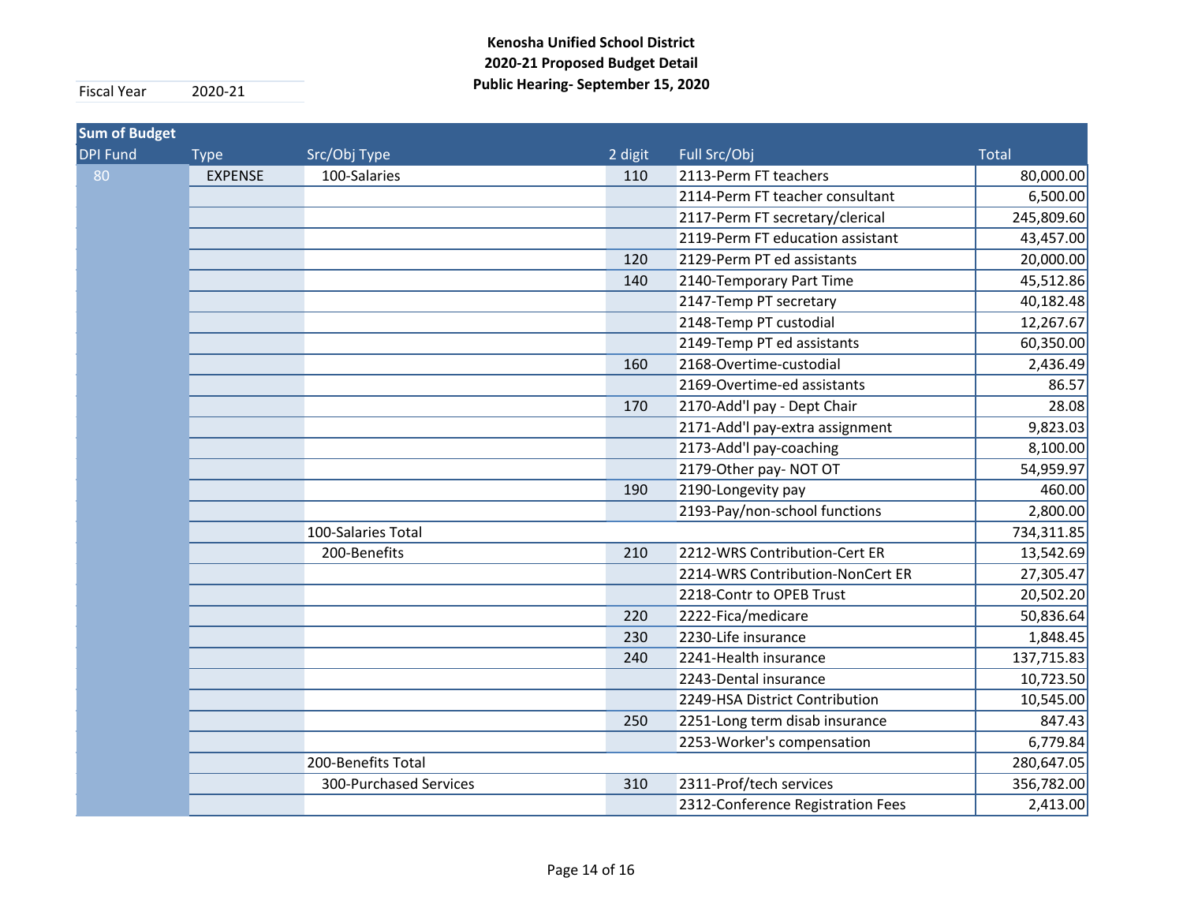**Kenosha Unified School District**
**2020-21 Proposed Budget Detail**
**Public Hearing- September 15, 2020**

| Fiscal Year | 2020-21 |
|---|---|

| Sum of Budget | | | | | |
|---|---|---|---|---|---|
| DPI Fund | Type | Src/Obj Type | 2 digit | Full Src/Obj | Total |
| 80 | EXPENSE | 100-Salaries | 110 | 2113-Perm FT teachers | 80,000.00 |
| | | | | 2114-Perm FT teacher consultant | 6,500.00 |
| | | | | 2117-Perm FT secretary/clerical | 245,809.60 |
| | | | | 2119-Perm FT education assistant | 43,457.00 |
| | | | 120 | 2129-Perm PT ed assistants | 20,000.00 |
| | | | 140 | 2140-Temporary Part Time | 45,512.86 |
| | | | | 2147-Temp PT secretary | 40,182.48 |
| | | | | 2148-Temp PT custodial | 12,267.67 |
| | | | | 2149-Temp PT ed assistants | 60,350.00 |
| | | | 160 | 2168-Overtime-custodial | 2,436.49 |
| | | | | 2169-Overtime-ed assistants | 86.57 |
| | | | 170 | 2170-Add'l pay - Dept Chair | 28.08 |
| | | | | 2171-Add'l pay-extra assignment | 9,823.03 |
| | | | | 2173-Add'l pay-coaching | 8,100.00 |
| | | | | 2179-Other pay- NOT OT | 54,959.97 |
| | | | 190 | 2190-Longevity pay | 460.00 |
| | | | | 2193-Pay/non-school functions | 2,800.00 |
| | | 100-Salaries Total | | | 734,311.85 |
| | | 200-Benefits | 210 | 2212-WRS Contribution-Cert ER | 13,542.69 |
| | | | | 2214-WRS Contribution-NonCert ER | 27,305.47 |
| | | | | 2218-Contr to OPEB Trust | 20,502.20 |
| | | | 220 | 2222-Fica/medicare | 50,836.64 |
| | | | 230 | 2230-Life insurance | 1,848.45 |
| | | | 240 | 2241-Health insurance | 137,715.83 |
| | | | | 2243-Dental insurance | 10,723.50 |
| | | | | 2249-HSA District Contribution | 10,545.00 |
| | | | 250 | 2251-Long term disab insurance | 847.43 |
| | | | | 2253-Worker's compensation | 6,779.84 |
| | | 200-Benefits Total | | | 280,647.05 |
| | | 300-Purchased Services | 310 | 2311-Prof/tech services | 356,782.00 |
| | | | | 2312-Conference Registration Fees | 2,413.00 |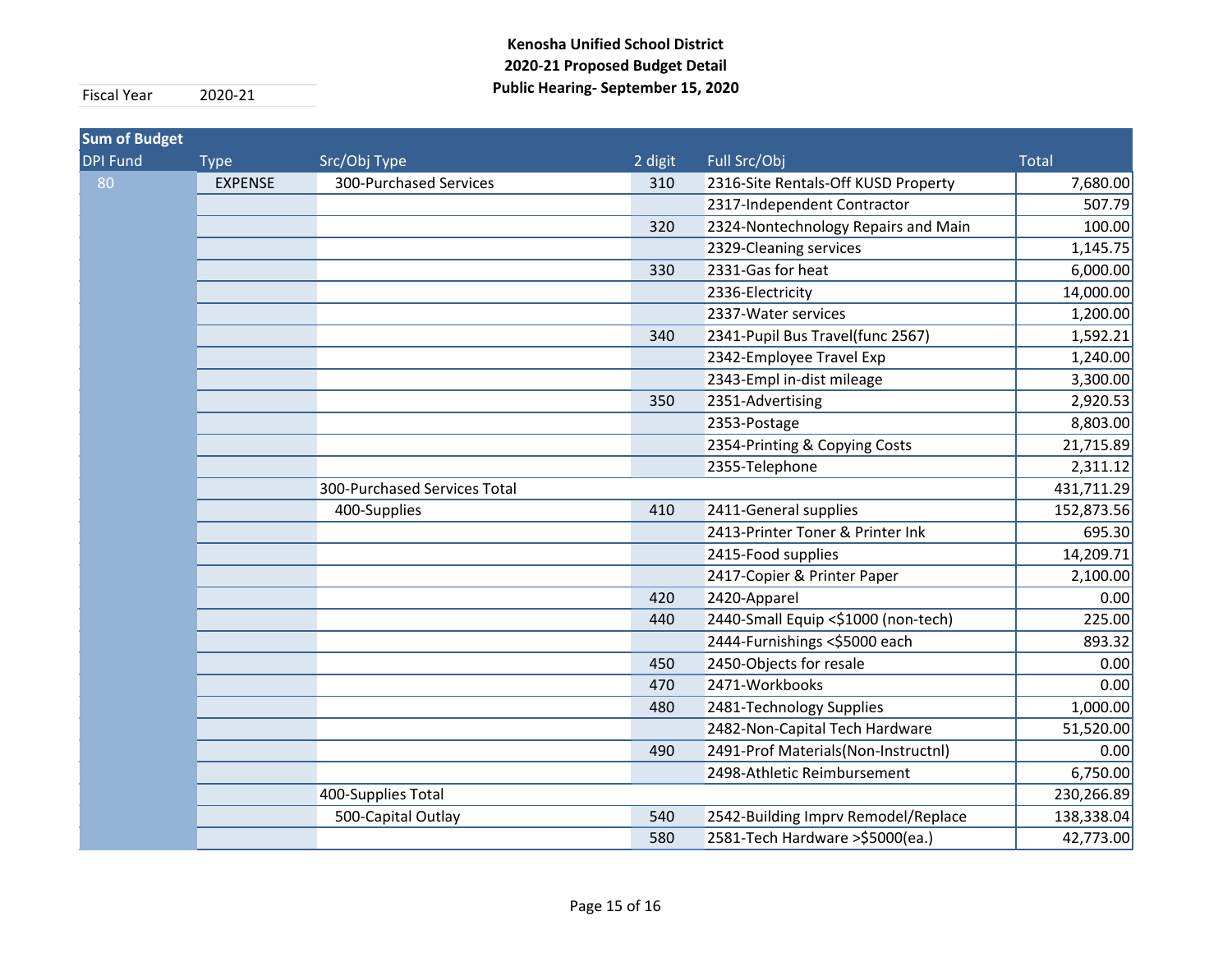**Kenosha Unified School District**
**2020-21 Proposed Budget Detail**
**Public Hearing- September 15, 2020**

| Fiscal Year | 2020-21 |
|---|---|

| Sum of Budget | | | | | |
|---|---|---|---|---|---|
| DPI Fund | Type | Src/Obj Type | 2 digit | Full Src/Obj | Total |
| 80 | EXPENSE | 300-Purchased Services | 310 | 2316-Site Rentals-Off KUSD Property | 7,680.00 |
| | | | | 2317-Independent Contractor | 507.79 |
| | | | 320 | 2324-Nontechnology Repairs and Main | 100.00 |
| | | | | 2329-Cleaning services | 1,145.75 |
| | | | 330 | 2331-Gas for heat | 6,000.00 |
| | | | | 2336-Electricity | 14,000.00 |
| | | | | 2337-Water services | 1,200.00 |
| | | | 340 | 2341-Pupil Bus Travel(func 2567) | 1,592.21 |
| | | | | 2342-Employee Travel Exp | 1,240.00 |
| | | | | 2343-Empl in-dist mileage | 3,300.00 |
| | | | 350 | 2351-Advertising | 2,920.53 |
| | | | | 2353-Postage | 8,803.00 |
| | | | | 2354-Printing & Copying Costs | 21,715.89 |
| | | | | 2355-Telephone | 2,311.12 |
| | | 300-Purchased Services Total | | | 431,711.29 |
| | | 400-Supplies | 410 | 2411-General supplies | 152,873.56 |
| | | | | 2413-Printer Toner & Printer Ink | 695.30 |
| | | | | 2415-Food supplies | 14,209.71 |
| | | | | 2417-Copier & Printer Paper | 2,100.00 |
| | | | 420 | 2420-Apparel | 0.00 |
| | | | 440 | 2440-Small Equip <$1000 (non-tech) | 225.00 |
| | | | | 2444-Furnishings <$5000 each | 893.32 |
| | | | 450 | 2450-Objects for resale | 0.00 |
| | | | 470 | 2471-Workbooks | 0.00 |
| | | | 480 | 2481-Technology Supplies | 1,000.00 |
| | | | | 2482-Non-Capital Tech Hardware | 51,520.00 |
| | | | 490 | 2491-Prof Materials(Non-Instructnl) | 0.00 |
| | | | | 2498-Athletic Reimbursement | 6,750.00 |
| | | 400-Supplies Total | | | 230,266.89 |
| | | 500-Capital Outlay | 540 | 2542-Building Imprv Remodel/Replace | 138,338.04 |
| | | | 580 | 2581-Tech Hardware >$5000(ea.) | 42,773.00 |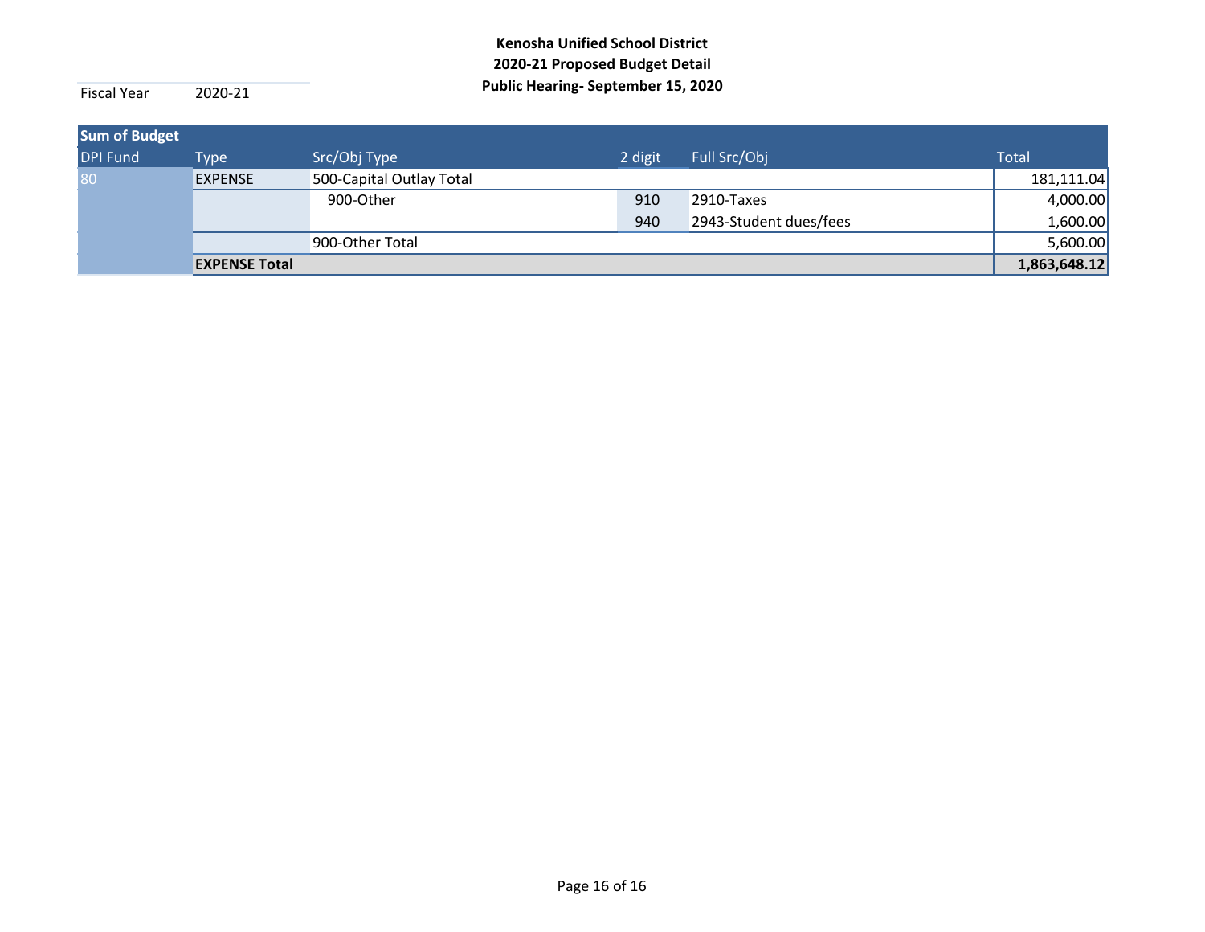**Kenosha Unified School District**
**2020-21 Proposed Budget Detail**
**Public Hearing- September 15, 2020**

Fiscal Year 2020-21

| Sum of Budget | | | | | |
|---|---|---|---|---|---|
| DPI Fund | Type | Src/Obj Type | 2 digit | Full Src/Obj | Total |
| 80 | EXPENSE | 500-Capital Outlay Total | | | 181,111.04 |
| | | 900-Other | 910 | 2910-Taxes | 4,000.00 |
| | | | 940 | 2943-Student dues/fees | 1,600.00 |
| | | 900-Other Total | | | 5,600.00 |
| | **EXPENSE Total** | | | | **1,863,648.12** |